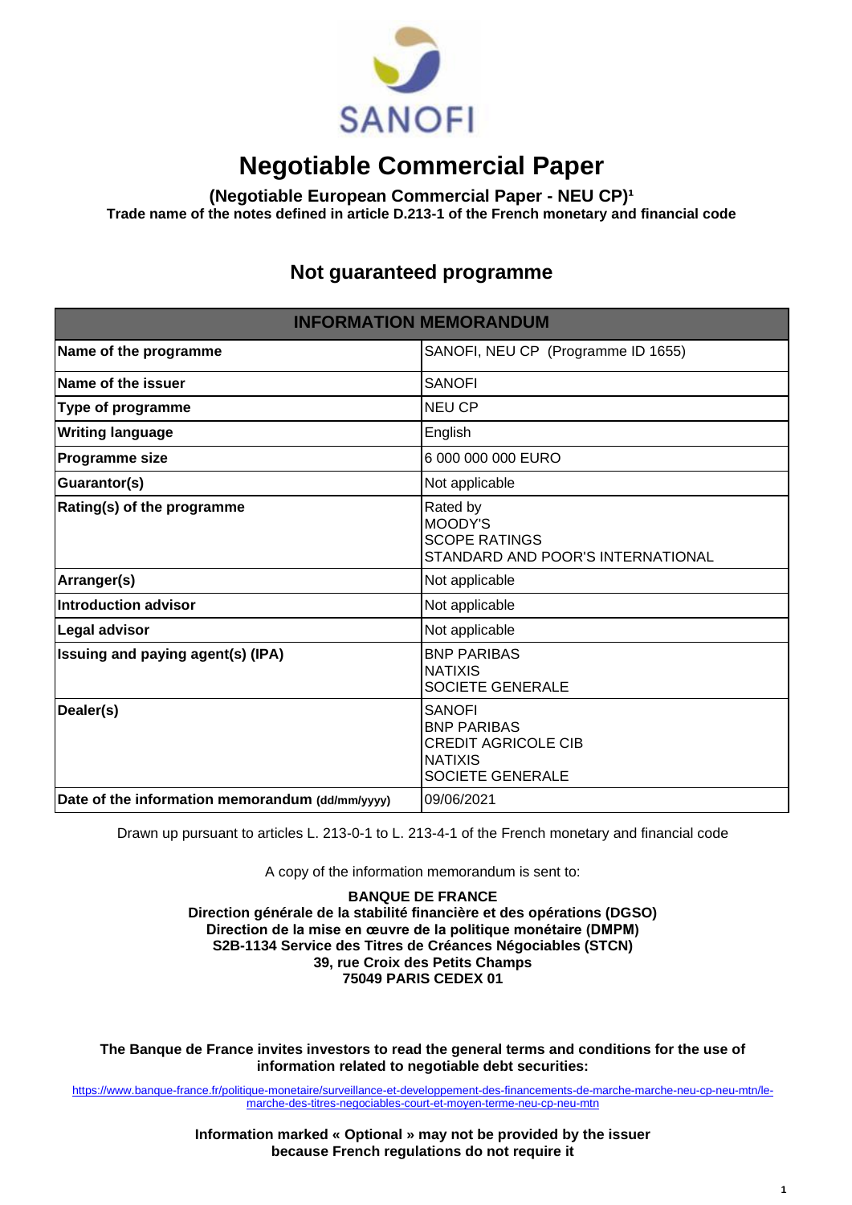# Negotiable Commercial Paper

**(Negotiable European Commercial Paper - NEU CP)[1]**
**Trade name of the notes defined in article D.213-1 of the French monetary and financial code**

## Not guaranteed programme

| INFORMATION MEMORANDUM | |
|---|---|
| **Name of the programme** | SANOFI, NEU CP (Programme ID 1655) |
| **Name of the issuer** | SANOFI |
| **Type of programme** | NEU CP |
| **Writing language** | English |
| **Programme size** | 6 000 000 000 EURO |
| **Guarantor(s)** | Not applicable |
| **Rating(s) of the programme** | Rated by<br>MOODY'S<br>SCOPE RATINGS<br>STANDARD AND POOR'S INTERNATIONAL |
| **Arranger(s)** | Not applicable |
| **Introduction advisor** | Not applicable |
| **Legal advisor** | Not applicable |
| **Issuing and paying agent(s) (IPA)** | BNP PARIBAS<br>NATIXIS<br>SOCIETE GENERALE |
| **Dealer(s)** | SANOFI<br>BNP PARIBAS<br>CREDIT AGRICOLE CIB<br>NATIXIS<br>SOCIETE GENERALE |
| **Date of the information memorandum (dd/mm/yyyy)** | 09/06/2021 |

Drawn up pursuant to articles L. 213-0-1 to L. 213-4-1 of the French monetary and financial code

A copy of the information memorandum is sent to:

**BANQUE DE FRANCE**
**Direction générale de la stabilité financière et des opérations (DGSO)**
**Direction de la mise en œuvre de la politique monétaire (DMPM)**
**S2B-1134 Service des Titres de Créances Négociables (STCN)**
**39, rue Croix des Petits Champs**
**75049 PARIS CEDEX 01**

**The Banque de France invites investors to read the general terms and conditions for the use of information related to negotiable debt securities:**

https://www.banque-france.fr/politique-monetaire/surveillance-et-developpement-des-financements-de-marche-marche-neu-cp-neu-mtn/le-marche-des-titres-negociables-court-et-moyen-terme-neu-cp-neu-mtn

**Information marked « Optional » may not be provided by the issuer because French regulations do not require it**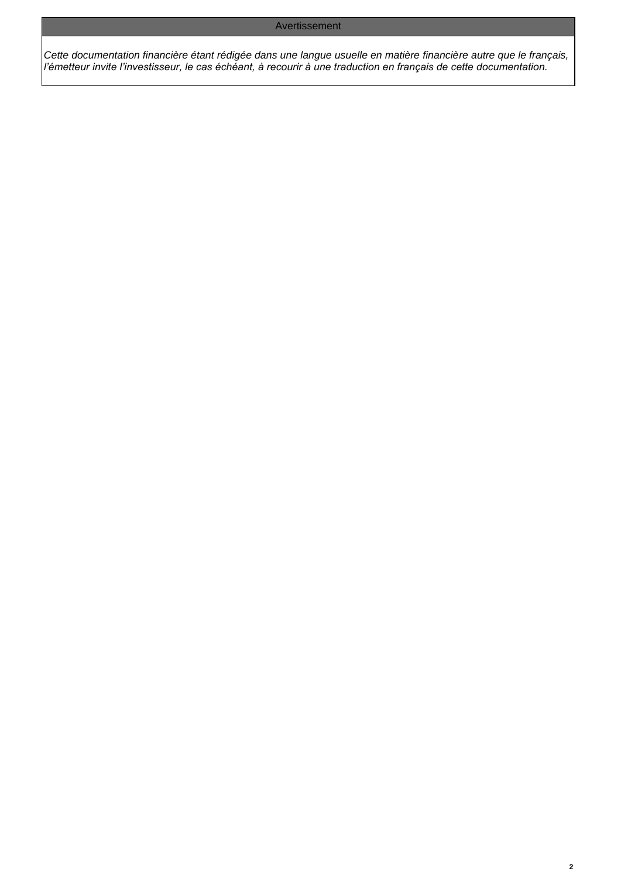| Avertissement |
| --- |
| *Cette documentation financière étant rédigée dans une langue usuelle en matière financière autre que le français, l'émetteur invite l'investisseur, le cas échéant, à recourir à une traduction en français de cette documentation.* |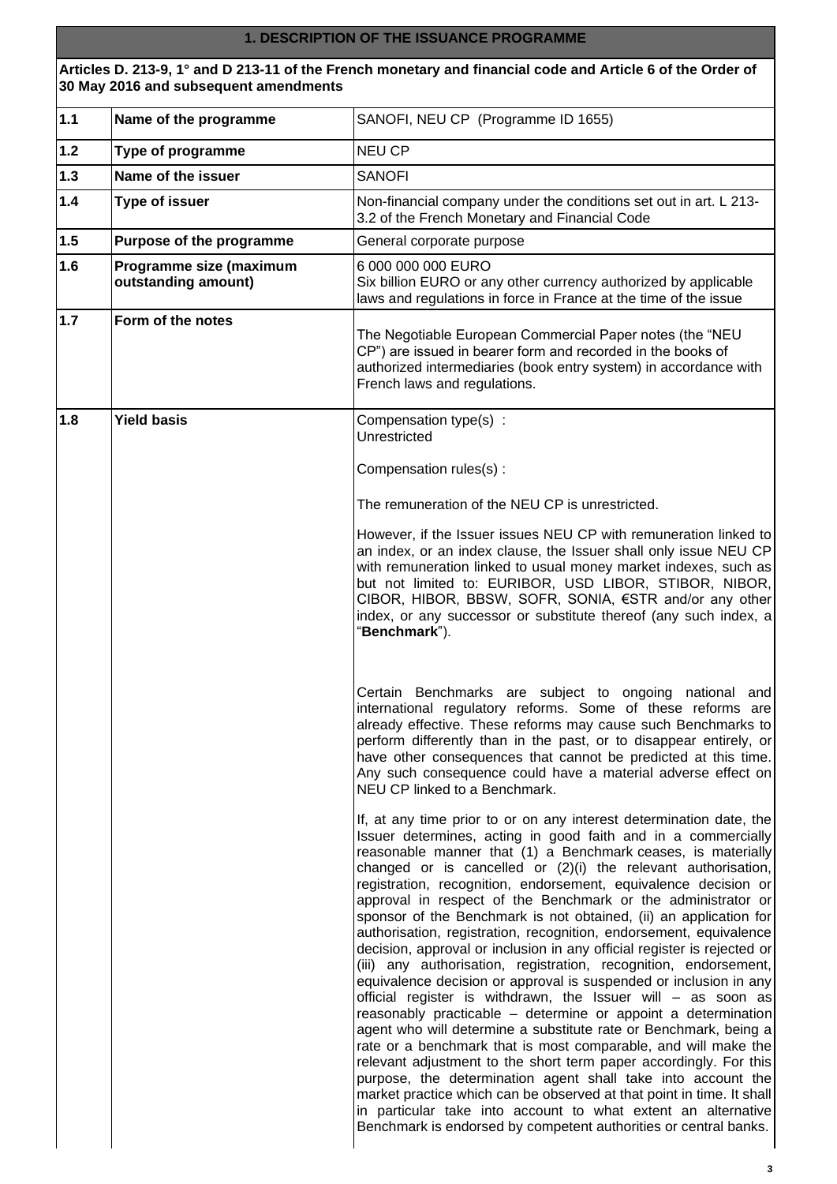## 1. DESCRIPTION OF THE ISSUANCE PROGRAMME

**Articles D. 213-9, 1° and D 213-11 of the French monetary and financial code and Article 6 of the Order of 30 May 2016 and subsequent amendments**

| | | |
|---|---|---|
| **1.1** | **Name of the programme** | SANOFI, NEU CP (Programme ID 1655) |
| **1.2** | **Type of programme** | NEU CP |
| **1.3** | **Name of the issuer** | SANOFI |
| **1.4** | **Type of issuer** | Non-financial company under the conditions set out in art. L 213-3.2 of the French Monetary and Financial Code |
| **1.5** | **Purpose of the programme** | General corporate purpose |
| **1.6** | **Programme size (maximum outstanding amount)** | 6 000 000 000 EURO<br>Six billion EURO or any other currency authorized by applicable laws and regulations in force in France at the time of the issue |
| **1.7** | **Form of the notes** | The Negotiable European Commercial Paper notes (the "NEU CP") are issued in bearer form and recorded in the books of authorized intermediaries (book entry system) in accordance with French laws and regulations. |
| **1.8** | **Yield basis** | Compensation type(s) :<br>Unrestricted<br><br>Compensation rules(s) :<br><br>The remuneration of the NEU CP is unrestricted.<br><br>However, if the Issuer issues NEU CP with remuneration linked to an index, or an index clause, the Issuer shall only issue NEU CP with remuneration linked to usual money market indexes, such as but not limited to: EURIBOR, USD LIBOR, STIBOR, NIBOR, CIBOR, HIBOR, BBSW, SOFR, SONIA, €STR and/or any other index, or any successor or substitute thereof (any such index, a "**Benchmark**").<br><br>Certain Benchmarks are subject to ongoing national and international regulatory reforms. Some of these reforms are already effective. These reforms may cause such Benchmarks to perform differently than in the past, or to disappear entirely, or have other consequences that cannot be predicted at this time. Any such consequence could have a material adverse effect on NEU CP linked to a Benchmark.<br><br>If, at any time prior to or on any interest determination date, the Issuer determines, acting in good faith and in a commercially reasonable manner that (1) a Benchmark ceases, is materially changed or is cancelled or (2)(i) the relevant authorisation, registration, recognition, endorsement, equivalence decision or approval in respect of the Benchmark or the administrator or sponsor of the Benchmark is not obtained, (ii) an application for authorisation, registration, recognition, endorsement, equivalence decision, approval or inclusion in any official register is rejected or (iii) any authorisation, registration, recognition, endorsement, equivalence decision or approval is suspended or inclusion in any official register is withdrawn, the Issuer will – as soon as reasonably practicable – determine or appoint a determination agent who will determine a substitute rate or Benchmark, being a rate or a benchmark that is most comparable, and will make the relevant adjustment to the short term paper accordingly. For this purpose, the determination agent shall take into account the market practice which can be observed at that point in time. It shall in particular take into account to what extent an alternative Benchmark is endorsed by competent authorities or central banks. |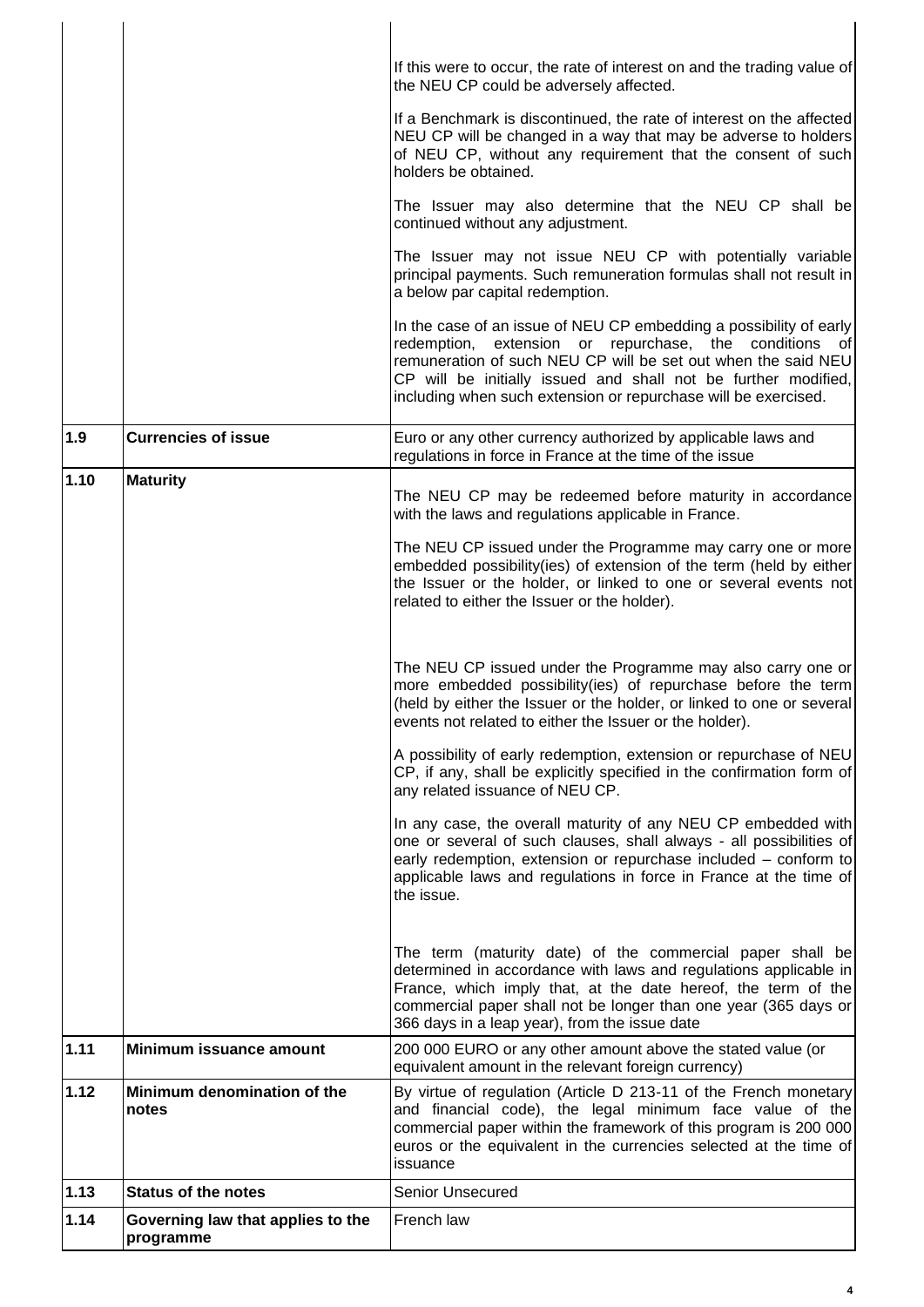| | | |
|---|---|---|
| | | If this were to occur, the rate of interest on and the trading value of the NEU CP could be adversely affected.<br><br>If a Benchmark is discontinued, the rate of interest on the affected NEU CP will be changed in a way that may be adverse to holders of NEU CP, without any requirement that the consent of such holders be obtained.<br><br>The Issuer may also determine that the NEU CP shall be continued without any adjustment.<br><br>The Issuer may not issue NEU CP with potentially variable principal payments. Such remuneration formulas shall not result in a below par capital redemption.<br><br>In the case of an issue of NEU CP embedding a possibility of early redemption, extension or repurchase, the conditions of remuneration of such NEU CP will be set out when the said NEU CP will be initially issued and shall not be further modified, including when such extension or repurchase will be exercised. |
| **1.9** | **Currencies of issue** | Euro or any other currency authorized by applicable laws and regulations in force in France at the time of the issue |
| **1.10** | **Maturity** | The NEU CP may be redeemed before maturity in accordance with the laws and regulations applicable in France.<br><br>The NEU CP issued under the Programme may carry one or more embedded possibility(ies) of extension of the term (held by either the Issuer or the holder, or linked to one or several events not related to either the Issuer or the holder).<br><br>The NEU CP issued under the Programme may also carry one or more embedded possibility(ies) of repurchase before the term (held by either the Issuer or the holder, or linked to one or several events not related to either the Issuer or the holder).<br><br>A possibility of early redemption, extension or repurchase of NEU CP, if any, shall be explicitly specified in the confirmation form of any related issuance of NEU CP.<br><br>In any case, the overall maturity of any NEU CP embedded with one or several of such clauses, shall always - all possibilities of early redemption, extension or repurchase included – conform to applicable laws and regulations in force in France at the time of the issue.<br><br>The term (maturity date) of the commercial paper shall be determined in accordance with laws and regulations applicable in France, which imply that, at the date hereof, the term of the commercial paper shall not be longer than one year (365 days or 366 days in a leap year), from the issue date |
| **1.11** | **Minimum issuance amount** | 200 000 EURO or any other amount above the stated value (or equivalent amount in the relevant foreign currency) |
| **1.12** | **Minimum denomination of the notes** | By virtue of regulation (Article D 213-11 of the French monetary and financial code), the legal minimum face value of the commercial paper within the framework of this program is 200 000 euros or the equivalent in the currencies selected at the time of issuance |
| **1.13** | **Status of the notes** | Senior Unsecured |
| **1.14** | **Governing law that applies to the programme** | French law |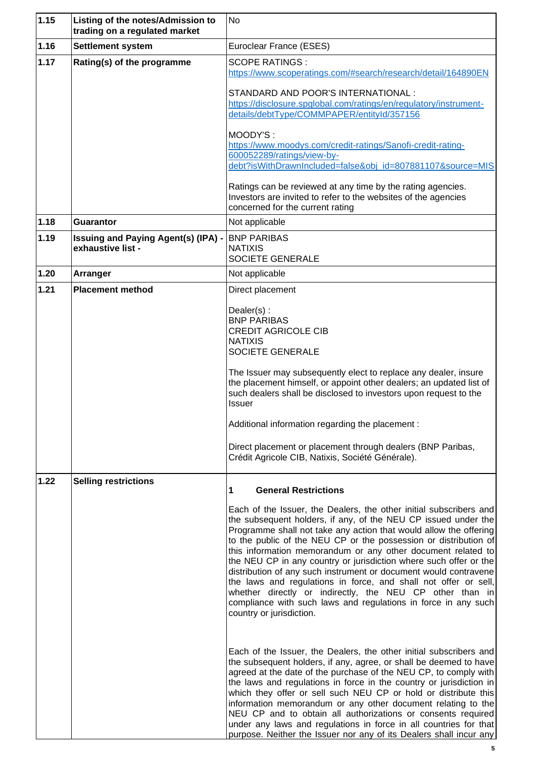| | | |
|---|---|---|
| 1.15 | **Listing of the notes/Admission to trading on a regulated market** | No |
| 1.16 | **Settlement system** | Euroclear France (ESES) |
| 1.17 | **Rating(s) of the programme** | SCOPE RATINGS : https://www.scoperatings.com/#search/research/detail/164890EN<br><br>STANDARD AND POOR'S INTERNATIONAL : https://disclosure.spglobal.com/ratings/en/regulatory/instrument-details/debtType/COMMPAPER/entityId/357156<br><br>MOODY'S : https://www.moodys.com/credit-ratings/Sanofi-credit-rating-600052289/ratings/view-by-debt?isWithDrawnIncluded=false&obj_id=807881107&source=MIS<br><br>Ratings can be reviewed at any time by the rating agencies. Investors are invited to refer to the websites of the agencies concerned for the current rating |
| 1.18 | **Guarantor** | Not applicable |
| 1.19 | **Issuing and Paying Agent(s) (IPA) - exhaustive list -** | BNP PARIBAS<br>NATIXIS<br>SOCIETE GENERALE |
| 1.20 | **Arranger** | Not applicable |
| 1.21 | **Placement method** | Direct placement<br><br>Dealer(s) :<br>BNP PARIBAS<br>CREDIT AGRICOLE CIB<br>NATIXIS<br>SOCIETE GENERALE<br><br>The Issuer may subsequently elect to replace any dealer, insure the placement himself, or appoint other dealers; an updated list of such dealers shall be disclosed to investors upon request to the Issuer<br><br>Additional information regarding the placement :<br><br>Direct placement or placement through dealers (BNP Paribas, Crédit Agricole CIB, Natixis, Société Générale). |
| 1.22 | **Selling restrictions** | **1 General Restrictions**<br><br>Each of the Issuer, the Dealers, the other initial subscribers and the subsequent holders, if any, of the NEU CP issued under the Programme shall not take any action that would allow the offering to the public of the NEU CP or the possession or distribution of this information memorandum or any other document related to the NEU CP in any country or jurisdiction where such offer or the distribution of any such instrument or document would contravene the laws and regulations in force, and shall not offer or sell, whether directly or indirectly, the NEU CP other than in compliance with such laws and regulations in force in any such country or jurisdiction.<br><br>Each of the Issuer, the Dealers, the other initial subscribers and the subsequent holders, if any, agree, or shall be deemed to have agreed at the date of the purchase of the NEU CP, to comply with the laws and regulations in force in the country or jurisdiction in which they offer or sell such NEU CP or hold or distribute this information memorandum or any other document relating to the NEU CP and to obtain all authorizations or consents required under any laws and regulations in force in all countries for that purpose. Neither the Issuer nor any of its Dealers shall incur any |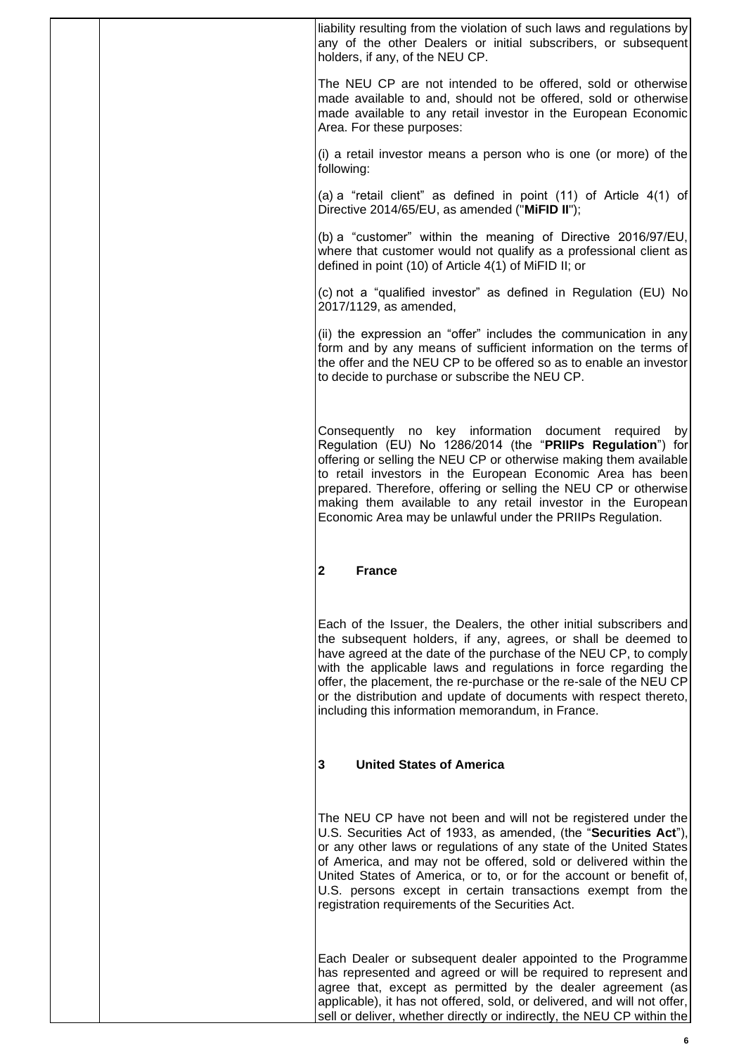liability resulting from the violation of such laws and regulations by any of the other Dealers or initial subscribers, or subsequent holders, if any, of the NEU CP.

The NEU CP are not intended to be offered, sold or otherwise made available to and, should not be offered, sold or otherwise made available to any retail investor in the European Economic Area. For these purposes:

(i) a retail investor means a person who is one (or more) of the following:

(a) a "retail client" as defined in point (11) of Article 4(1) of Directive 2014/65/EU, as amended ("**MiFID II**");

(b) a "customer" within the meaning of Directive 2016/97/EU, where that customer would not qualify as a professional client as defined in point (10) of Article 4(1) of MiFID II; or

(c) not a "qualified investor" as defined in Regulation (EU) No 2017/1129, as amended,

(ii) the expression an "offer" includes the communication in any form and by any means of sufficient information on the terms of the offer and the NEU CP to be offered so as to enable an investor to decide to purchase or subscribe the NEU CP.

Consequently no key information document required by Regulation (EU) No 1286/2014 (the "**PRIIPs Regulation**") for offering or selling the NEU CP or otherwise making them available to retail investors in the European Economic Area has been prepared. Therefore, offering or selling the NEU CP or otherwise making them available to any retail investor in the European Economic Area may be unlawful under the PRIIPs Regulation.

**2 France**

Each of the Issuer, the Dealers, the other initial subscribers and the subsequent holders, if any, agrees, or shall be deemed to have agreed at the date of the purchase of the NEU CP, to comply with the applicable laws and regulations in force regarding the offer, the placement, the re-purchase or the re-sale of the NEU CP or the distribution and update of documents with respect thereto, including this information memorandum, in France.

**3 United States of America**

The NEU CP have not been and will not be registered under the U.S. Securities Act of 1933, as amended, (the "**Securities Act**"), or any other laws or regulations of any state of the United States of America, and may not be offered, sold or delivered within the United States of America, or to, or for the account or benefit of, U.S. persons except in certain transactions exempt from the registration requirements of the Securities Act.

Each Dealer or subsequent dealer appointed to the Programme has represented and agreed or will be required to represent and agree that, except as permitted by the dealer agreement (as applicable), it has not offered, sold, or delivered, and will not offer, sell or deliver, whether directly or indirectly, the NEU CP within the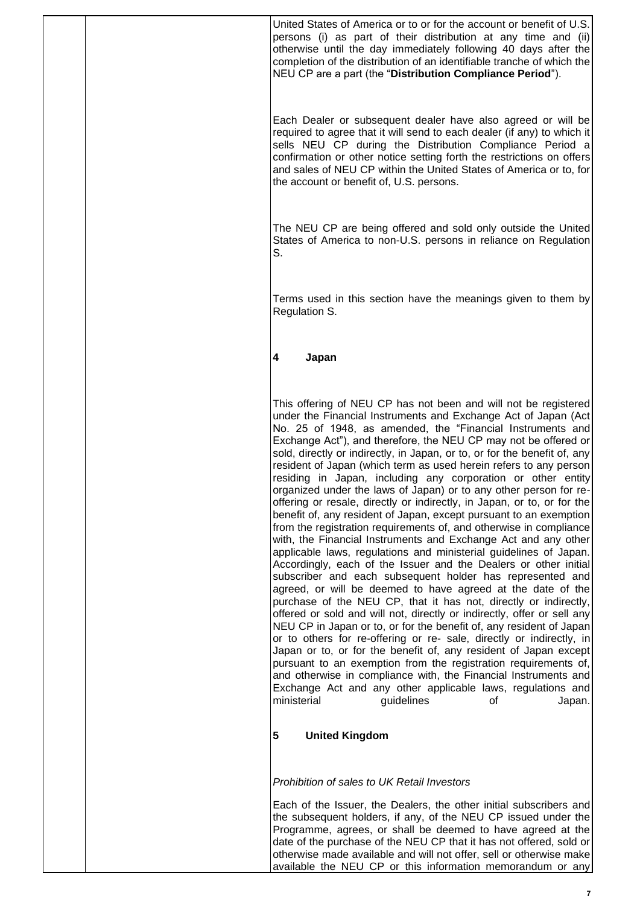United States of America or to or for the account or benefit of U.S. persons (i) as part of their distribution at any time and (ii) otherwise until the day immediately following 40 days after the completion of the distribution of an identifiable tranche of which the NEU CP are a part (the "**Distribution Compliance Period**").

Each Dealer or subsequent dealer have also agreed or will be required to agree that it will send to each dealer (if any) to which it sells NEU CP during the Distribution Compliance Period a confirmation or other notice setting forth the restrictions on offers and sales of NEU CP within the United States of America or to, for the account or benefit of, U.S. persons.

The NEU CP are being offered and sold only outside the United States of America to non-U.S. persons in reliance on Regulation S.

Terms used in this section have the meanings given to them by Regulation S.

**4 Japan**

This offering of NEU CP has not been and will not be registered under the Financial Instruments and Exchange Act of Japan (Act No. 25 of 1948, as amended, the "Financial Instruments and Exchange Act"), and therefore, the NEU CP may not be offered or sold, directly or indirectly, in Japan, or to, or for the benefit of, any resident of Japan (which term as used herein refers to any person residing in Japan, including any corporation or other entity organized under the laws of Japan) or to any other person for re-offering or resale, directly or indirectly, in Japan, or to, or for the benefit of, any resident of Japan, except pursuant to an exemption from the registration requirements of, and otherwise in compliance with, the Financial Instruments and Exchange Act and any other applicable laws, regulations and ministerial guidelines of Japan. Accordingly, each of the Issuer and the Dealers or other initial subscriber and each subsequent holder has represented and agreed, or will be deemed to have agreed at the date of the purchase of the NEU CP, that it has not, directly or indirectly, offered or sold and will not, directly or indirectly, offer or sell any NEU CP in Japan or to, or for the benefit of, any resident of Japan or to others for re-offering or re- sale, directly or indirectly, in Japan or to, or for the benefit of, any resident of Japan except pursuant to an exemption from the registration requirements of, and otherwise in compliance with, the Financial Instruments and Exchange Act and any other applicable laws, regulations and ministerial guidelines of Japan.

**5 United Kingdom**

*Prohibition of sales to UK Retail Investors*

Each of the Issuer, the Dealers, the other initial subscribers and the subsequent holders, if any, of the NEU CP issued under the Programme, agrees, or shall be deemed to have agreed at the date of the purchase of the NEU CP that it has not offered, sold or otherwise made available and will not offer, sell or otherwise make available the NEU CP or this information memorandum or any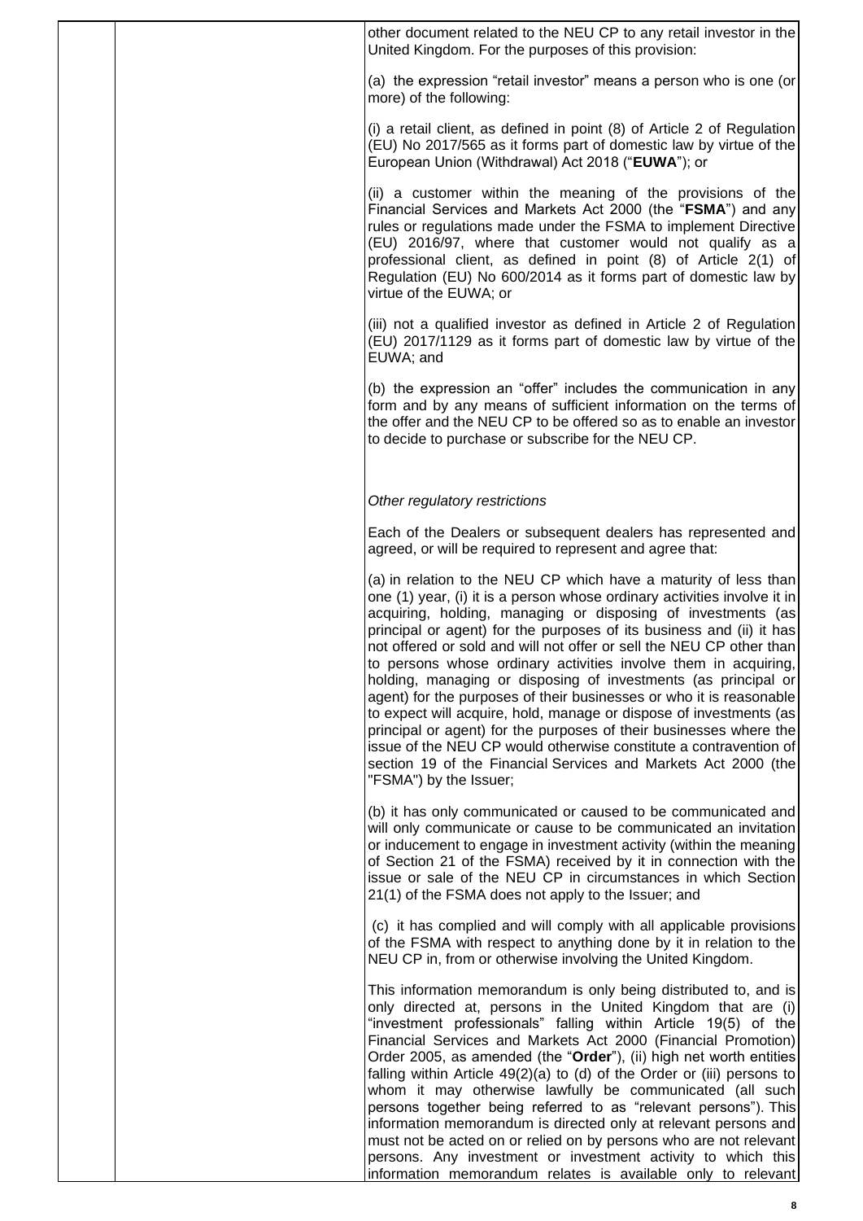other document related to the NEU CP to any retail investor in the United Kingdom. For the purposes of this provision:

(a) the expression "retail investor" means a person who is one (or more) of the following:

(i) a retail client, as defined in point (8) of Article 2 of Regulation (EU) No 2017/565 as it forms part of domestic law by virtue of the European Union (Withdrawal) Act 2018 ("**EUWA**"); or

(ii) a customer within the meaning of the provisions of the Financial Services and Markets Act 2000 (the "**FSMA**") and any rules or regulations made under the FSMA to implement Directive (EU) 2016/97, where that customer would not qualify as a professional client, as defined in point (8) of Article 2(1) of Regulation (EU) No 600/2014 as it forms part of domestic law by virtue of the EUWA; or

(iii) not a qualified investor as defined in Article 2 of Regulation (EU) 2017/1129 as it forms part of domestic law by virtue of the EUWA; and

(b) the expression an "offer" includes the communication in any form and by any means of sufficient information on the terms of the offer and the NEU CP to be offered so as to enable an investor to decide to purchase or subscribe for the NEU CP.

*Other regulatory restrictions*

Each of the Dealers or subsequent dealers has represented and agreed, or will be required to represent and agree that:

(a) in relation to the NEU CP which have a maturity of less than one (1) year, (i) it is a person whose ordinary activities involve it in acquiring, holding, managing or disposing of investments (as principal or agent) for the purposes of its business and (ii) it has not offered or sold and will not offer or sell the NEU CP other than to persons whose ordinary activities involve them in acquiring, holding, managing or disposing of investments (as principal or agent) for the purposes of their businesses or who it is reasonable to expect will acquire, hold, manage or dispose of investments (as principal or agent) for the purposes of their businesses where the issue of the NEU CP would otherwise constitute a contravention of section 19 of the Financial Services and Markets Act 2000 (the "FSMA") by the Issuer;

(b) it has only communicated or caused to be communicated and will only communicate or cause to be communicated an invitation or inducement to engage in investment activity (within the meaning of Section 21 of the FSMA) received by it in connection with the issue or sale of the NEU CP in circumstances in which Section 21(1) of the FSMA does not apply to the Issuer; and

(c) it has complied and will comply with all applicable provisions of the FSMA with respect to anything done by it in relation to the NEU CP in, from or otherwise involving the United Kingdom.

This information memorandum is only being distributed to, and is only directed at, persons in the United Kingdom that are (i) "investment professionals" falling within Article 19(5) of the Financial Services and Markets Act 2000 (Financial Promotion) Order 2005, as amended (the "**Order**"), (ii) high net worth entities falling within Article 49(2)(a) to (d) of the Order or (iii) persons to whom it may otherwise lawfully be communicated (all such persons together being referred to as "relevant persons"). This information memorandum is directed only at relevant persons and must not be acted on or relied on by persons who are not relevant persons. Any investment or investment activity to which this information memorandum relates is available only to relevant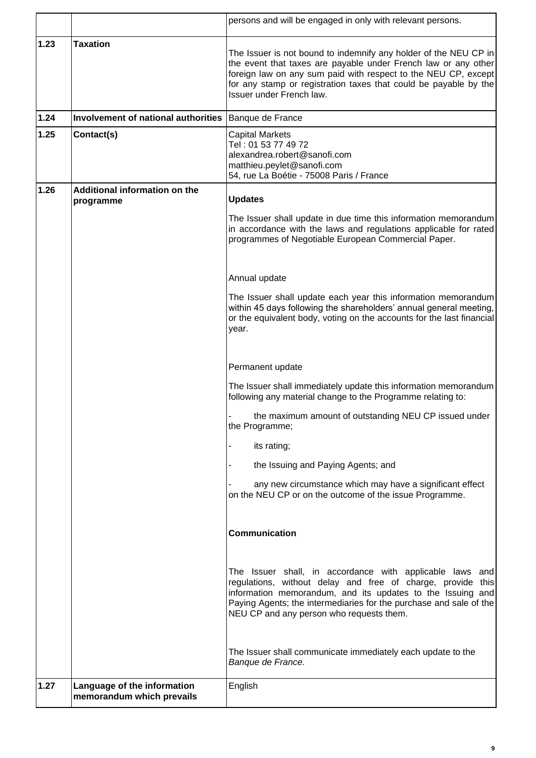| | | |
|---|---|---|
| | | persons and will be engaged in only with relevant persons. |
| **1.23** | **Taxation** | The Issuer is not bound to indemnify any holder of the NEU CP in the event that taxes are payable under French law or any other foreign law on any sum paid with respect to the NEU CP, except for any stamp or registration taxes that could be payable by the Issuer under French law. |
| **1.24** | **Involvement of national authorities** | Banque de France |
| **1.25** | **Contact(s)** | Capital Markets<br>Tel : 01 53 77 49 72<br>alexandrea.robert@sanofi.com<br>matthieu.peylet@sanofi.com<br>54, rue La Boétie - 75008 Paris / France |
| **1.26** | **Additional information on the programme** | **Updates**<br><br>The Issuer shall update in due time this information memorandum in accordance with the laws and regulations applicable for rated programmes of Negotiable European Commercial Paper.<br><br>Annual update<br><br>The Issuer shall update each year this information memorandum within 45 days following the shareholders' annual general meeting, or the equivalent body, voting on the accounts for the last financial year.<br><br>Permanent update<br><br>The Issuer shall immediately update this information memorandum following any material change to the Programme relating to:<br><br>- the maximum amount of outstanding NEU CP issued under the Programme;<br><br>- its rating;<br><br>- the Issuing and Paying Agents; and<br><br>- any new circumstance which may have a significant effect on the NEU CP or on the outcome of the issue Programme.<br><br>**Communication**<br><br>The Issuer shall, in accordance with applicable laws and regulations, without delay and free of charge, provide this information memorandum, and its updates to the Issuing and Paying Agents; the intermediaries for the purchase and sale of the NEU CP and any person who requests them.<br><br>The Issuer shall communicate immediately each update to the *Banque de France.* |
| **1.27** | **Language of the information memorandum which prevails** | English |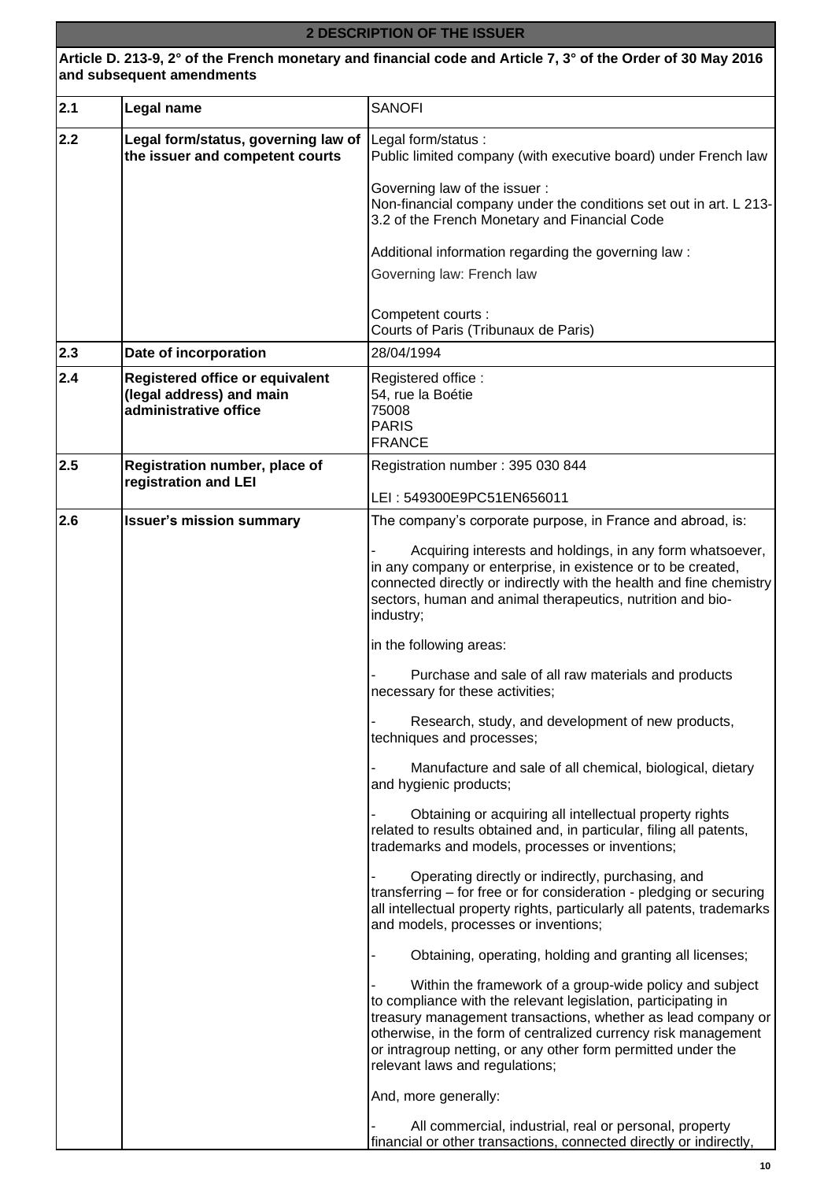## 2 DESCRIPTION OF THE ISSUER

**Article D. 213-9, 2° of the French monetary and financial code and Article 7, 3° of the Order of 30 May 2016 and subsequent amendments**

| | | |
|---|---|---|
| **2.1** | **Legal name** | SANOFI |
| **2.2** | **Legal form/status, governing law of the issuer and competent courts** | Legal form/status :<br>Public limited company (with executive board) under French law<br><br>Governing law of the issuer :<br>Non-financial company under the conditions set out in art. L 213-3.2 of the French Monetary and Financial Code<br><br>Additional information regarding the governing law :<br>Governing law: French law<br><br>Competent courts :<br>Courts of Paris (Tribunaux de Paris) |
| **2.3** | **Date of incorporation** | 28/04/1994 |
| **2.4** | **Registered office or equivalent (legal address) and main administrative office** | Registered office :<br>54, rue la Boétie<br>75008<br>PARIS<br>FRANCE |
| **2.5** | **Registration number, place of registration and LEI** | Registration number : 395 030 844<br><br>LEI : 549300E9PC51EN656011 |
| **2.6** | **Issuer's mission summary** | The company's corporate purpose, in France and abroad, is:<br><br>- Acquiring interests and holdings, in any form whatsoever, in any company or enterprise, in existence or to be created, connected directly or indirectly with the health and fine chemistry sectors, human and animal therapeutics, nutrition and bio-industry;<br><br>in the following areas:<br><br>- Purchase and sale of all raw materials and products necessary for these activities;<br><br>- Research, study, and development of new products, techniques and processes;<br><br>- Manufacture and sale of all chemical, biological, dietary and hygienic products;<br><br>- Obtaining or acquiring all intellectual property rights related to results obtained and, in particular, filing all patents, trademarks and models, processes or inventions;<br><br>- Operating directly or indirectly, purchasing, and transferring – for free or for consideration - pledging or securing all intellectual property rights, particularly all patents, trademarks and models, processes or inventions;<br><br>- Obtaining, operating, holding and granting all licenses;<br><br>- Within the framework of a group-wide policy and subject to compliance with the relevant legislation, participating in treasury management transactions, whether as lead company or otherwise, in the form of centralized currency risk management or intragroup netting, or any other form permitted under the relevant laws and regulations;<br><br>And, more generally:<br><br>- All commercial, industrial, real or personal, property financial or other transactions, connected directly or indirectly, |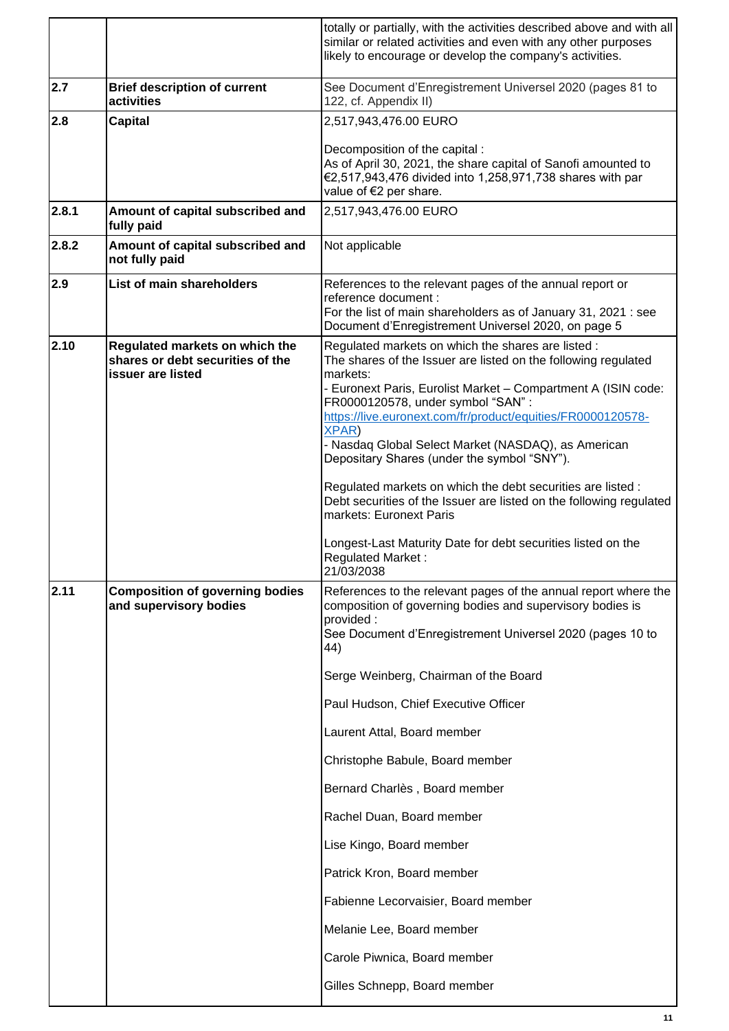| | | |
|---|---|---|
| | | totally or partially, with the activities described above and with all similar or related activities and even with any other purposes likely to encourage or develop the company's activities. |
| 2.7 | **Brief description of current activities** | See Document d'Enregistrement Universel 2020 (pages 81 to 122, cf. Appendix II) |
| 2.8 | **Capital** | 2,517,943,476.00 EURO<br><br>Decomposition of the capital :<br>As of April 30, 2021, the share capital of Sanofi amounted to €2,517,943,476 divided into 1,258,971,738 shares with par value of €2 per share. |
| 2.8.1 | **Amount of capital subscribed and fully paid** | 2,517,943,476.00 EURO |
| 2.8.2 | **Amount of capital subscribed and not fully paid** | Not applicable |
| 2.9 | **List of main shareholders** | References to the relevant pages of the annual report or reference document :<br>For the list of main shareholders as of January 31, 2021 : see Document d'Enregistrement Universel 2020, on page 5 |
| 2.10 | **Regulated markets on which the shares or debt securities of the issuer are listed** | Regulated markets on which the shares are listed :<br>The shares of the Issuer are listed on the following regulated markets:<br>- Euronext Paris, Eurolist Market – Compartment A (ISIN code: FR0000120578, under symbol "SAN" : https://live.euronext.com/fr/product/equities/FR0000120578-XPAR)<br>- Nasdaq Global Select Market (NASDAQ), as American Depositary Shares (under the symbol "SNY").<br><br>Regulated markets on which the debt securities are listed :<br>Debt securities of the Issuer are listed on the following regulated markets: Euronext Paris<br><br>Longest-Last Maturity Date for debt securities listed on the Regulated Market :<br>21/03/2038 |
| 2.11 | **Composition of governing bodies and supervisory bodies** | References to the relevant pages of the annual report where the composition of governing bodies and supervisory bodies is provided :<br>See Document d'Enregistrement Universel 2020 (pages 10 to 44)<br><br>Serge Weinberg, Chairman of the Board<br><br>Paul Hudson, Chief Executive Officer<br><br>Laurent Attal, Board member<br><br>Christophe Babule, Board member<br><br>Bernard Charlès , Board member<br><br>Rachel Duan, Board member<br><br>Lise Kingo, Board member<br><br>Patrick Kron, Board member<br><br>Fabienne Lecorvaisier, Board member<br><br>Melanie Lee, Board member<br><br>Carole Piwnica, Board member<br><br>Gilles Schnepp, Board member |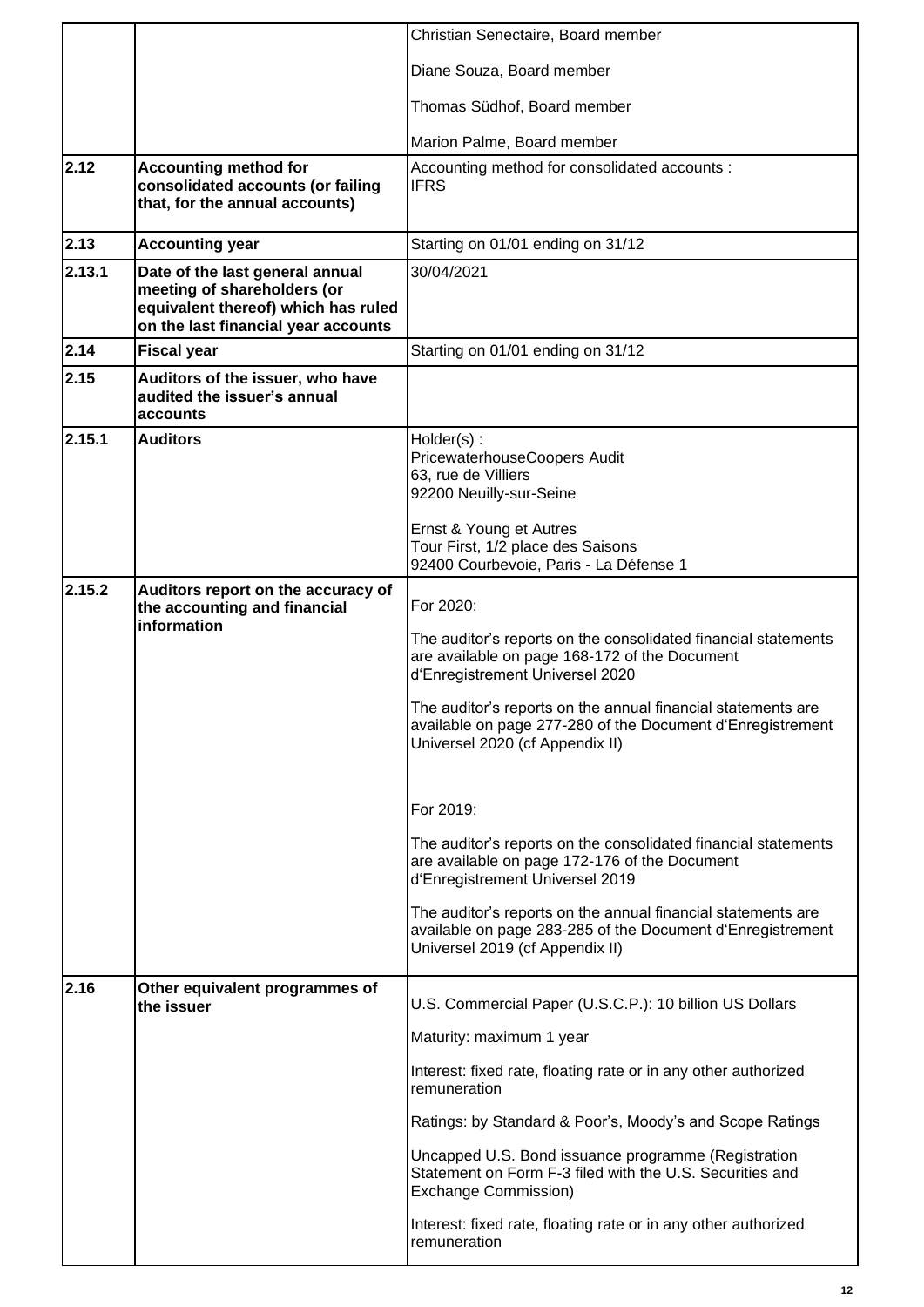| | | |
|---|---|---|
| | | Christian Senectaire, Board member<br><br>Diane Souza, Board member<br><br>Thomas Südhof, Board member<br><br>Marion Palme, Board member |
| **2.12** | **Accounting method for consolidated accounts (or failing that, for the annual accounts)** | Accounting method for consolidated accounts : IFRS |
| **2.13** | **Accounting year** | Starting on 01/01 ending on 31/12 |
| **2.13.1** | **Date of the last general annual meeting of shareholders (or equivalent thereof) which has ruled on the last financial year accounts** | 30/04/2021 |
| **2.14** | **Fiscal year** | Starting on 01/01 ending on 31/12 |
| **2.15** | **Auditors of the issuer, who have audited the issuer's annual accounts** | |
| **2.15.1** | **Auditors** | Holder(s) :<br>PricewaterhouseCoopers Audit<br>63, rue de Villiers<br>92200 Neuilly-sur-Seine<br><br>Ernst & Young et Autres<br>Tour First, 1/2 place des Saisons<br>92400 Courbevoie, Paris - La Défense 1 |
| **2.15.2** | **Auditors report on the accuracy of the accounting and financial information** | For 2020:<br><br>The auditor's reports on the consolidated financial statements are available on page 168-172 of the Document d'Enregistrement Universel 2020<br><br>The auditor's reports on the annual financial statements are available on page 277-280 of the Document d'Enregistrement Universel 2020 (cf Appendix II)<br><br>For 2019:<br><br>The auditor's reports on the consolidated financial statements are available on page 172-176 of the Document d'Enregistrement Universel 2019<br><br>The auditor's reports on the annual financial statements are available on page 283-285 of the Document d'Enregistrement Universel 2019 (cf Appendix II) |
| **2.16** | **Other equivalent programmes of the issuer** | U.S. Commercial Paper (U.S.C.P.): 10 billion US Dollars<br><br>Maturity: maximum 1 year<br><br>Interest: fixed rate, floating rate or in any other authorized remuneration<br><br>Ratings: by Standard & Poor's, Moody's and Scope Ratings<br><br>Uncapped U.S. Bond issuance programme (Registration Statement on Form F-3 filed with the U.S. Securities and Exchange Commission)<br><br>Interest: fixed rate, floating rate or in any other authorized remuneration |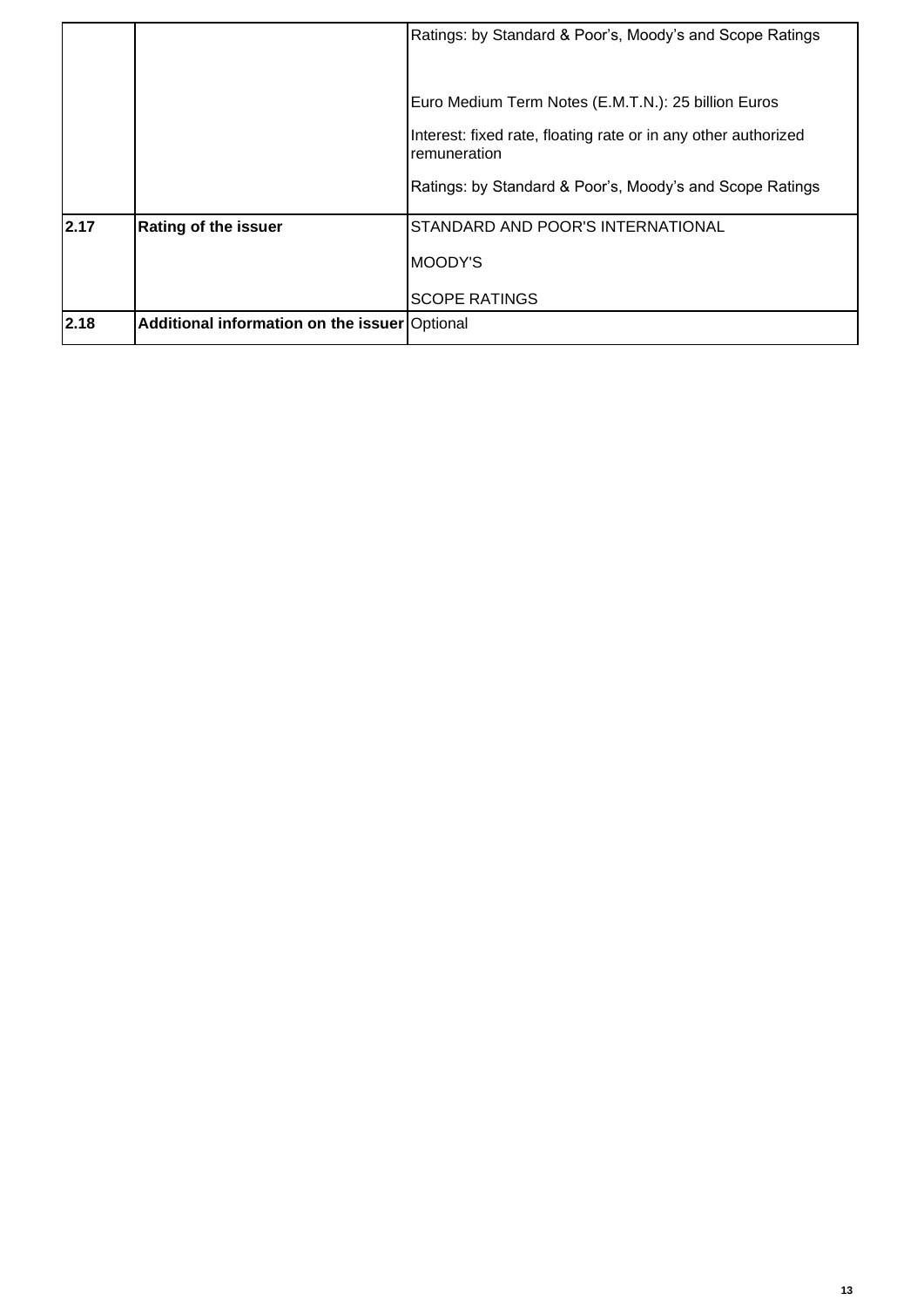| | | |
|---|---|---|
| | | Ratings: by Standard & Poor's, Moody's and Scope Ratings<br><br>Euro Medium Term Notes (E.M.T.N.): 25 billion Euros<br><br>Interest: fixed rate, floating rate or in any other authorized remuneration<br><br>Ratings: by Standard & Poor's, Moody's and Scope Ratings |
| **2.17** | **Rating of the issuer** | STANDARD AND POOR'S INTERNATIONAL<br><br>MOODY'S<br><br>SCOPE RATINGS |
| **2.18** | **Additional information on the issuer** | Optional |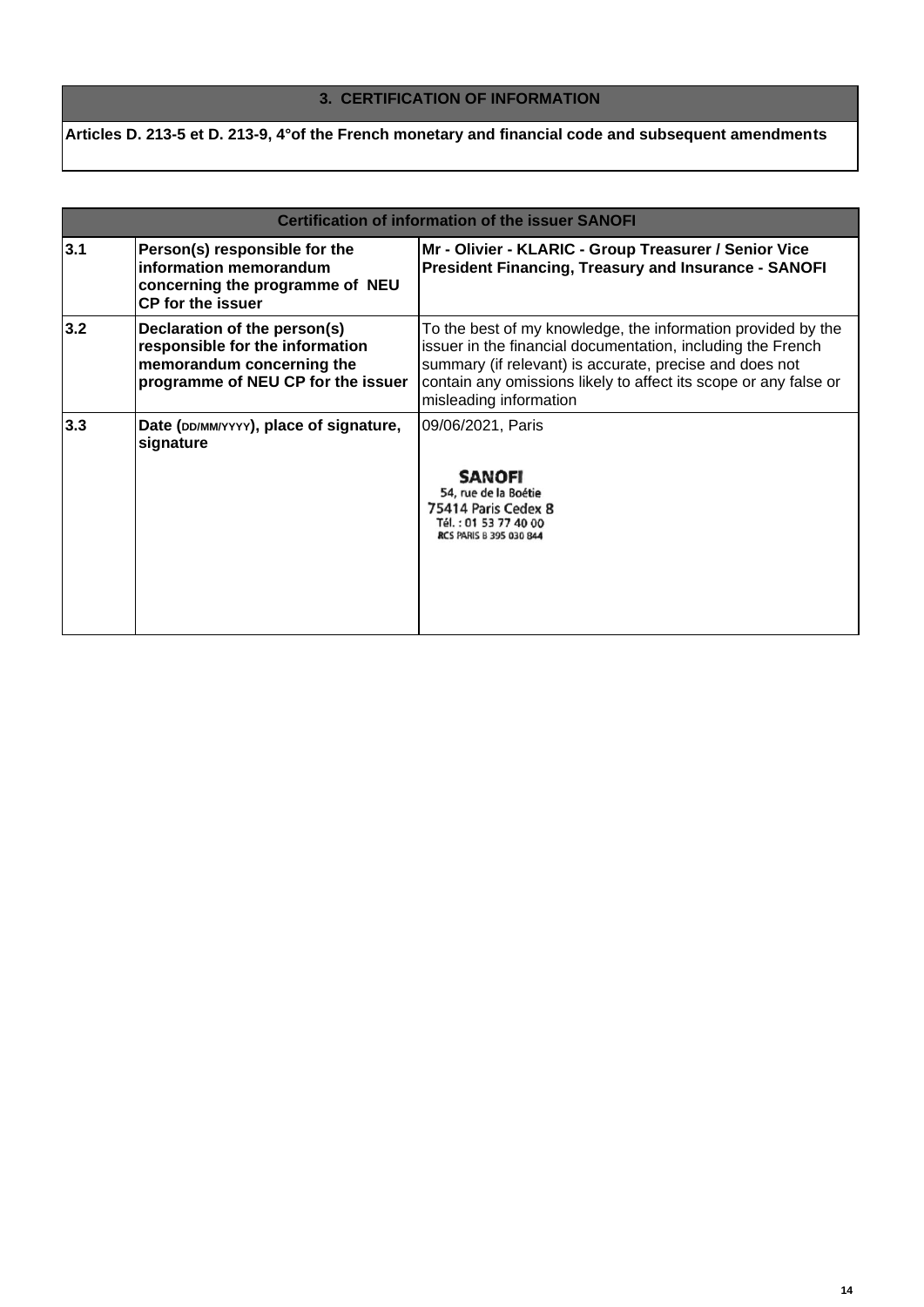## 3. CERTIFICATION OF INFORMATION

**Articles D. 213-5 et D. 213-9, 4°of the French monetary and financial code and subsequent amendments**

| Certification of information of the issuer SANOFI | | |
|---|---|---|
| **3.1** | **Person(s) responsible for the information memorandum concerning the programme of NEU CP for the issuer** | **Mr - Olivier - KLARIC - Group Treasurer / Senior Vice President Financing, Treasury and Insurance - SANOFI** |
| **3.2** | **Declaration of the person(s) responsible for the information memorandum concerning the programme of NEU CP for the issuer** | To the best of my knowledge, the information provided by the issuer in the financial documentation, including the French summary (if relevant) is accurate, precise and does not contain any omissions likely to affect its scope or any false or misleading information |
| **3.3** | **Date (DD/MM/YYYY), place of signature, signature** | 09/06/2021, Paris<br><br>SANOFI<br>54, rue de la Boétie<br>75414 Paris Cedex 8<br>Tél. : 01 53 77 40 00<br>RCS PARIS B 395 030 844 |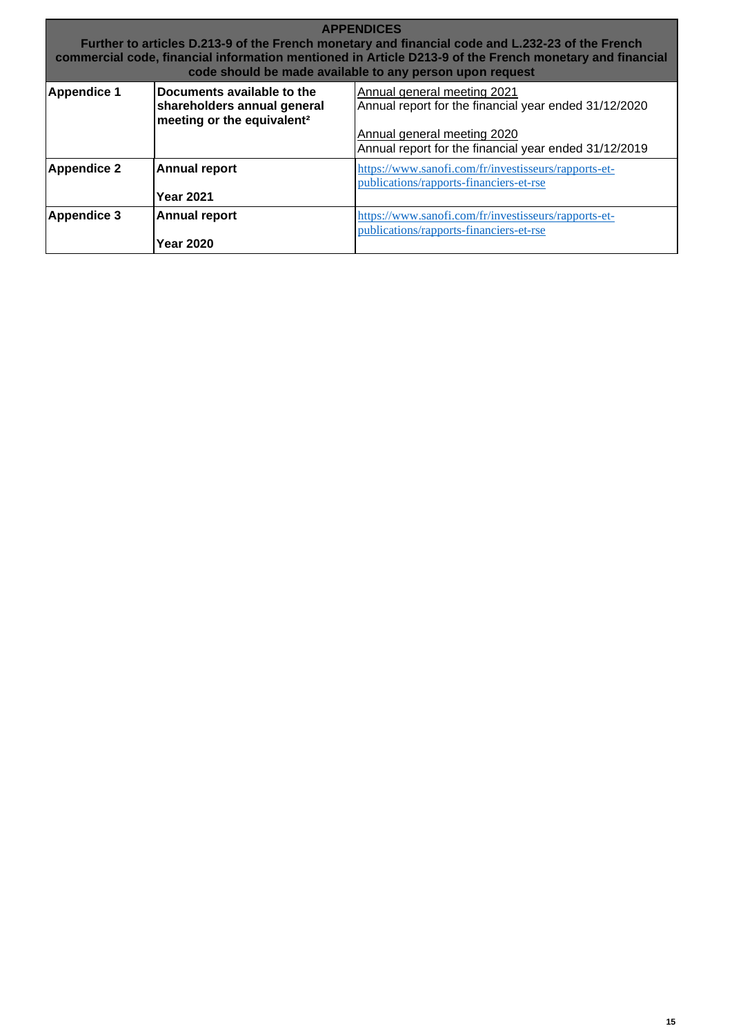| **APPENDICES** <br> **Further to articles D.213-9 of the French monetary and financial code and L.232-23 of the French commercial code, financial information mentioned in Article D213-9 of the French monetary and financial code should be made available to any person upon request** | | |
|---|---|---|
| **Appendice 1** | **Documents available to the shareholders annual general meeting or the equivalent²** | Annual general meeting 2021 <br> Annual report for the financial year ended 31/12/2020 <br><br> Annual general meeting 2020 <br> Annual report for the financial year ended 31/12/2019 |
| **Appendice 2** | **Annual report** <br><br> **Year 2021** | https://www.sanofi.com/fr/investisseurs/rapports-et-publications/rapports-financiers-et-rse |
| **Appendice 3** | **Annual report** <br><br> **Year 2020** | https://www.sanofi.com/fr/investisseurs/rapports-et-publications/rapports-financiers-et-rse |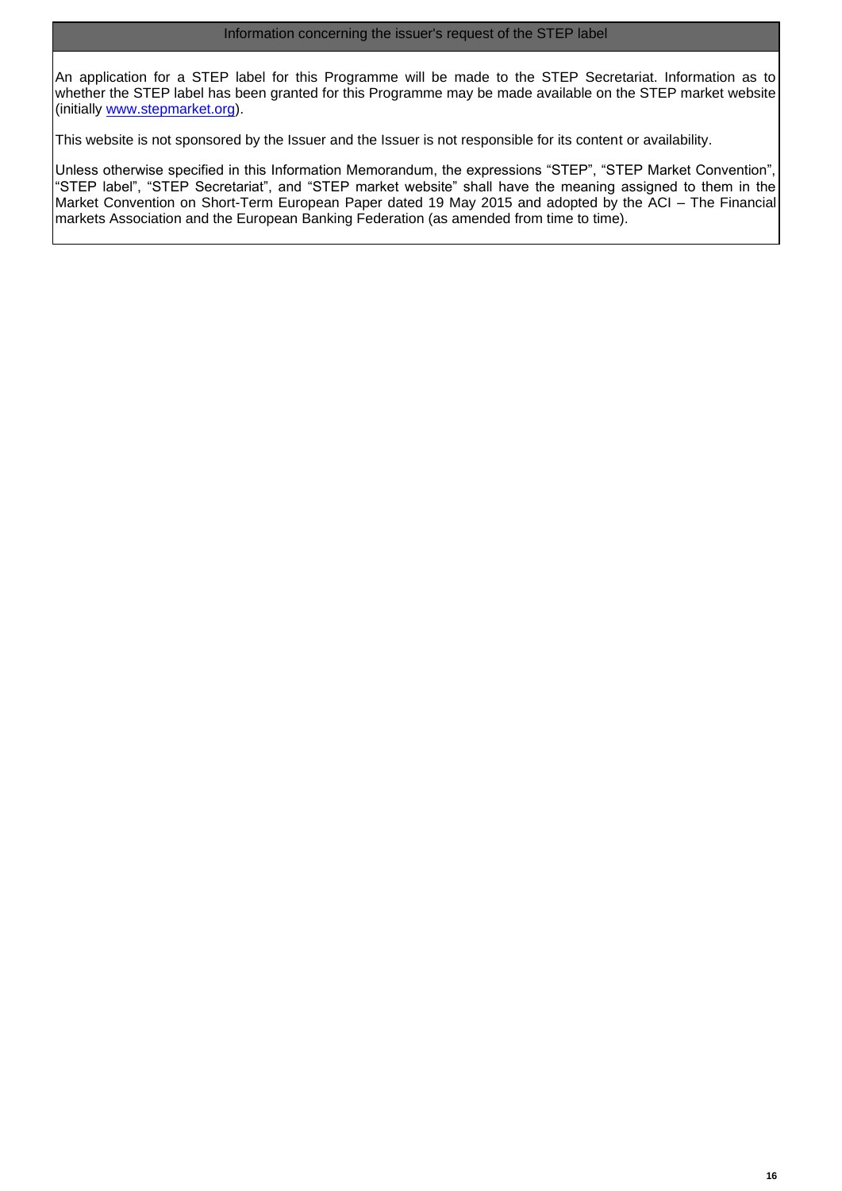## Information concerning the issuer's request of the STEP label

An application for a STEP label for this Programme will be made to the STEP Secretariat. Information as to whether the STEP label has been granted for this Programme may be made available on the STEP market website (initially www.stepmarket.org).

This website is not sponsored by the Issuer and the Issuer is not responsible for its content or availability.

Unless otherwise specified in this Information Memorandum, the expressions "STEP", "STEP Market Convention", "STEP label", "STEP Secretariat", and "STEP market website" shall have the meaning assigned to them in the Market Convention on Short-Term European Paper dated 19 May 2015 and adopted by the ACI – The Financial markets Association and the European Banking Federation (as amended from time to time).